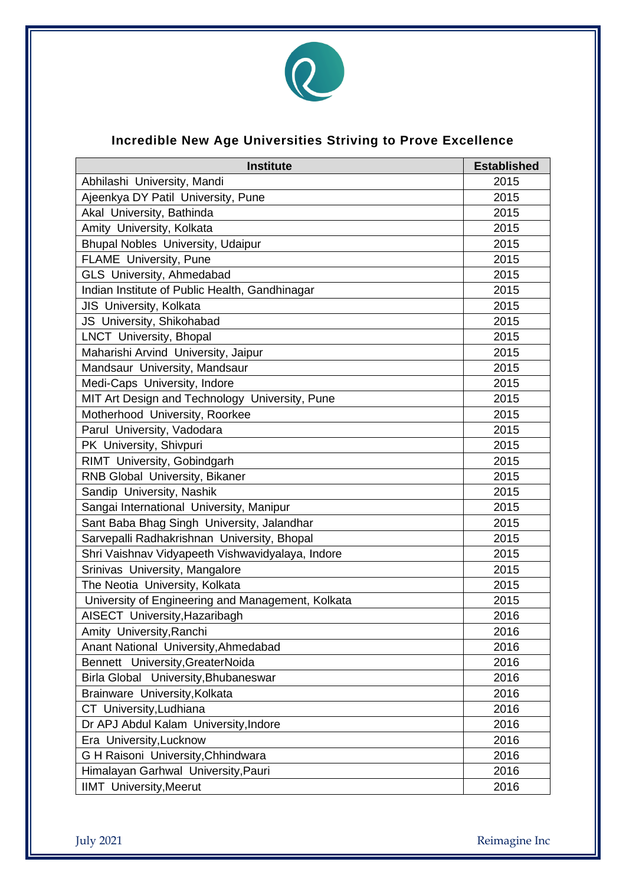## Incredible New Age Universities Striving to Prove Excellence

| Institute | Established |
|---|---|
| Abhilashi University, Mandi | 2015 |
| Ajeenkya DY Patil University, Pune | 2015 |
| Akal University, Bathinda | 2015 |
| Amity University, Kolkata | 2015 |
| Bhupal Nobles University, Udaipur | 2015 |
| FLAME University, Pune | 2015 |
| GLS University, Ahmedabad | 2015 |
| Indian Institute of Public Health, Gandhinagar | 2015 |
| JIS University, Kolkata | 2015 |
| JS University, Shikohabad | 2015 |
| LNCT University, Bhopal | 2015 |
| Maharishi Arvind University, Jaipur | 2015 |
| Mandsaur University, Mandsaur | 2015 |
| Medi-Caps University, Indore | 2015 |
| MIT Art Design and Technology University, Pune | 2015 |
| Motherhood University, Roorkee | 2015 |
| Parul University, Vadodara | 2015 |
| PK University, Shivpuri | 2015 |
| RIMT University, Gobindgarh | 2015 |
| RNB Global University, Bikaner | 2015 |
| Sandip University, Nashik | 2015 |
| Sangai International University, Manipur | 2015 |
| Sant Baba Bhag Singh University, Jalandhar | 2015 |
| Sarvepalli Radhakrishnan University, Bhopal | 2015 |
| Shri Vaishnav Vidyapeeth Vishwavidyalaya, Indore | 2015 |
| Srinivas University, Mangalore | 2015 |
| The Neotia University, Kolkata | 2015 |
| University of Engineering and Management, Kolkata | 2015 |
| AISECT University,Hazaribagh | 2016 |
| Amity University,Ranchi | 2016 |
| Anant National University,Ahmedabad | 2016 |
| Bennett University,GreaterNoida | 2016 |
| Birla Global University,Bhubaneswar | 2016 |
| Brainware University,Kolkata | 2016 |
| CT University,Ludhiana | 2016 |
| Dr APJ Abdul Kalam University,Indore | 2016 |
| Era University,Lucknow | 2016 |
| G H Raisoni University,Chhindwara | 2016 |
| Himalayan Garhwal University,Pauri | 2016 |
| IIMT University,Meerut | 2016 |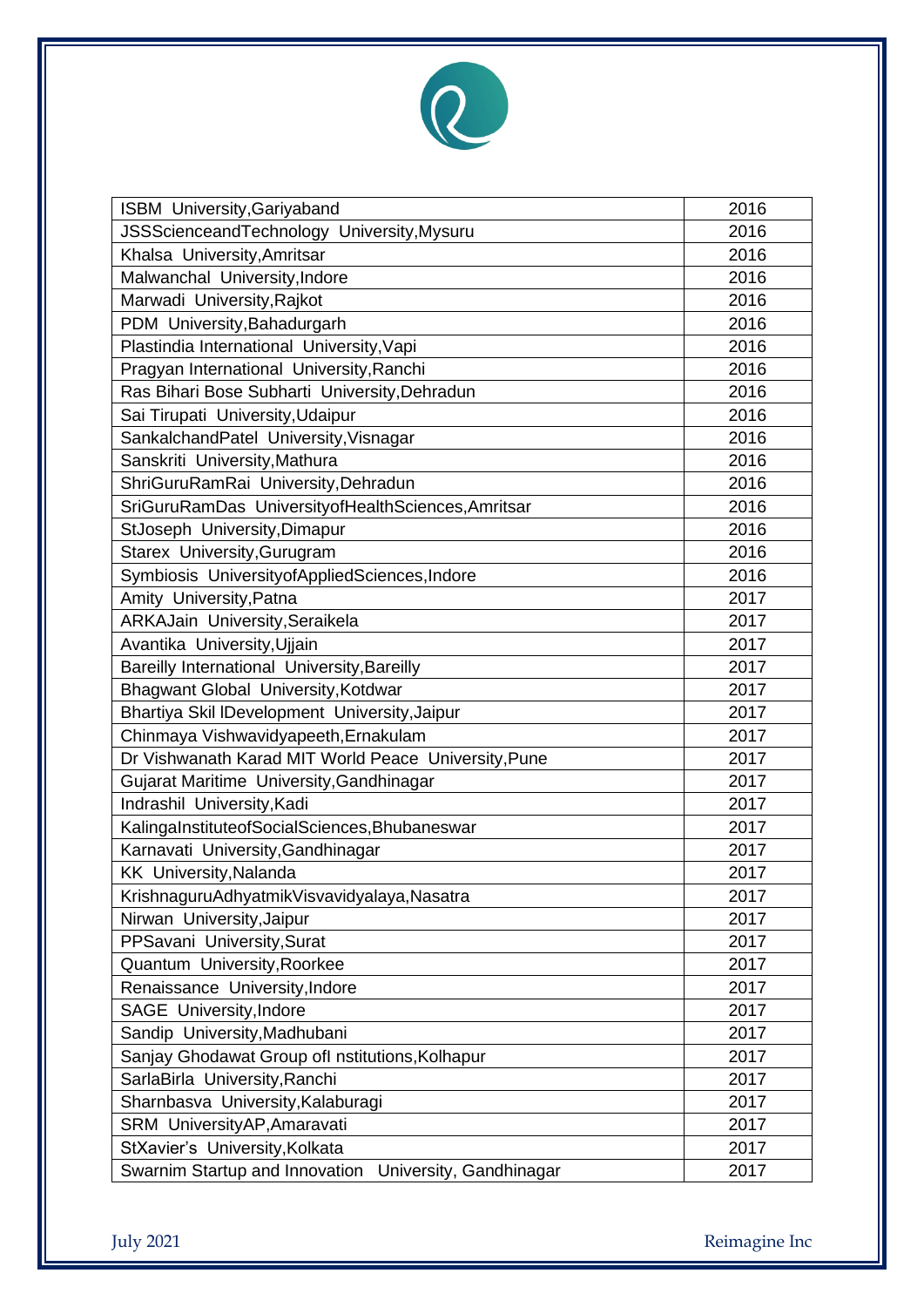| | |
|---|---|
| ISBM University,Gariyaband | 2016 |
| JSSScienceandTechnology University,Mysuru | 2016 |
| Khalsa University,Amritsar | 2016 |
| Malwanchal University,Indore | 2016 |
| Marwadi University,Rajkot | 2016 |
| PDM University,Bahadurgarh | 2016 |
| Plastindia International University,Vapi | 2016 |
| Pragyan International University,Ranchi | 2016 |
| Ras Bihari Bose Subharti University,Dehradun | 2016 |
| Sai Tirupati University,Udaipur | 2016 |
| SankalchandPatel University,Visnagar | 2016 |
| Sanskriti University,Mathura | 2016 |
| ShriGuruRamRai University,Dehradun | 2016 |
| SriGuruRamDas UniversityofHealthSciences,Amritsar | 2016 |
| StJoseph University,Dimapur | 2016 |
| Starex University,Gurugram | 2016 |
| Symbiosis UniversityofAppliedSciences,Indore | 2016 |
| Amity University,Patna | 2017 |
| ARKAJain University,Seraikela | 2017 |
| Avantika University,Ujjain | 2017 |
| Bareilly International University,Bareilly | 2017 |
| Bhagwant Global University,Kotdwar | 2017 |
| Bhartiya Skil lDevelopment University,Jaipur | 2017 |
| Chinmaya Vishwavidyapeeth,Ernakulam | 2017 |
| Dr Vishwanath Karad MIT World Peace University,Pune | 2017 |
| Gujarat Maritime University,Gandhinagar | 2017 |
| Indrashil University,Kadi | 2017 |
| KalingaInstituteofSocialSciences,Bhubaneswar | 2017 |
| Karnavati University,Gandhinagar | 2017 |
| KK University,Nalanda | 2017 |
| KrishnaguruAdhyatmikVisvavidyalaya,Nasatra | 2017 |
| Nirwan University,Jaipur | 2017 |
| PPSavani University,Surat | 2017 |
| Quantum University,Roorkee | 2017 |
| Renaissance University,Indore | 2017 |
| SAGE University,Indore | 2017 |
| Sandip University,Madhubani | 2017 |
| Sanjay Ghodawat Group ofI nstitutions,Kolhapur | 2017 |
| SarlaBirla University,Ranchi | 2017 |
| Sharnbasva University,Kalaburagi | 2017 |
| SRM UniversityAP,Amaravati | 2017 |
| StXavier's University,Kolkata | 2017 |
| Swarnim Startup and Innovation University, Gandhinagar | 2017 |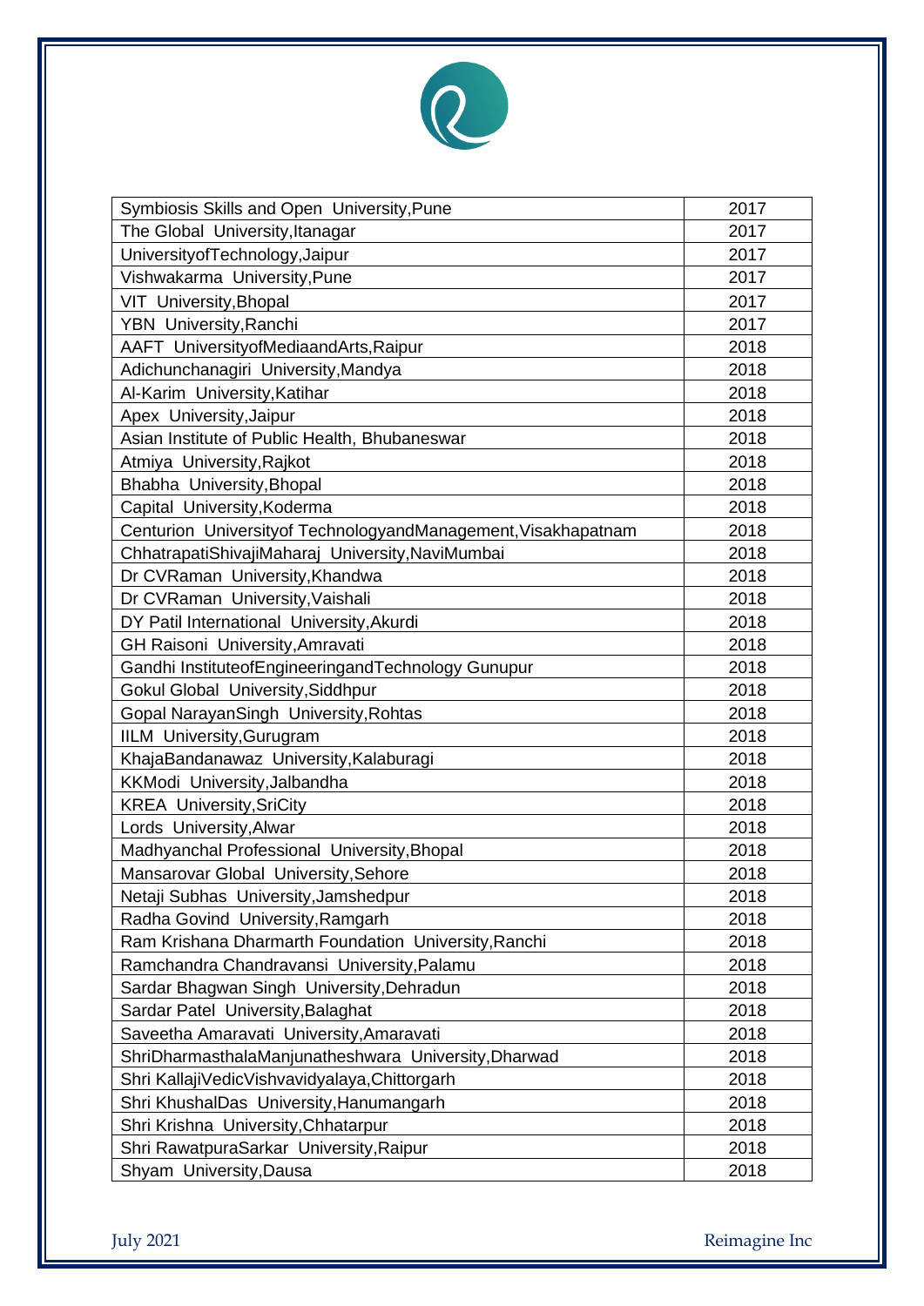| Symbiosis Skills and Open University,Pune | 2017 |
|---|---|
| The Global University,Itanagar | 2017 |
| UniversityofTechnology,Jaipur | 2017 |
| Vishwakarma University,Pune | 2017 |
| VIT University,Bhopal | 2017 |
| YBN University,Ranchi | 2017 |
| AAFT UniversityofMediaandArts,Raipur | 2018 |
| Adichunchanagiri University,Mandya | 2018 |
| Al-Karim University,Katihar | 2018 |
| Apex University,Jaipur | 2018 |
| Asian Institute of Public Health, Bhubaneswar | 2018 |
| Atmiya University,Rajkot | 2018 |
| Bhabha University,Bhopal | 2018 |
| Capital University,Koderma | 2018 |
| Centurion Universityof TechnologyandManagement,Visakhapatnam | 2018 |
| ChhatrapatiShivajiMaharaj University,NaviMumbai | 2018 |
| Dr CVRaman University,Khandwa | 2018 |
| Dr CVRaman University,Vaishali | 2018 |
| DY Patil International University,Akurdi | 2018 |
| GH Raisoni University,Amravati | 2018 |
| Gandhi InstituteofEngineeringandTechnology Gunupur | 2018 |
| Gokul Global University,Siddhpur | 2018 |
| Gopal NarayanSingh University,Rohtas | 2018 |
| IILM University,Gurugram | 2018 |
| KhajaBandanawaz University,Kalaburagi | 2018 |
| KKModi University,Jalbandha | 2018 |
| KREA University,SriCity | 2018 |
| Lords University,Alwar | 2018 |
| Madhyanchal Professional University,Bhopal | 2018 |
| Mansarovar Global University,Sehore | 2018 |
| Netaji Subhas University,Jamshedpur | 2018 |
| Radha Govind University,Ramgarh | 2018 |
| Ram Krishana Dharmarth Foundation University,Ranchi | 2018 |
| Ramchandra Chandravansi University,Palamu | 2018 |
| Sardar Bhagwan Singh University,Dehradun | 2018 |
| Sardar Patel University,Balaghat | 2018 |
| Saveetha Amaravati University,Amaravati | 2018 |
| ShriDharmasthalaManjunatheshwara University,Dharwad | 2018 |
| Shri KallajiVedicVishvavidyalaya,Chittorgarh | 2018 |
| Shri KhushalDas University,Hanumangarh | 2018 |
| Shri Krishna University,Chhatarpur | 2018 |
| Shri RawatpuraSarkar University,Raipur | 2018 |
| Shyam University,Dausa | 2018 |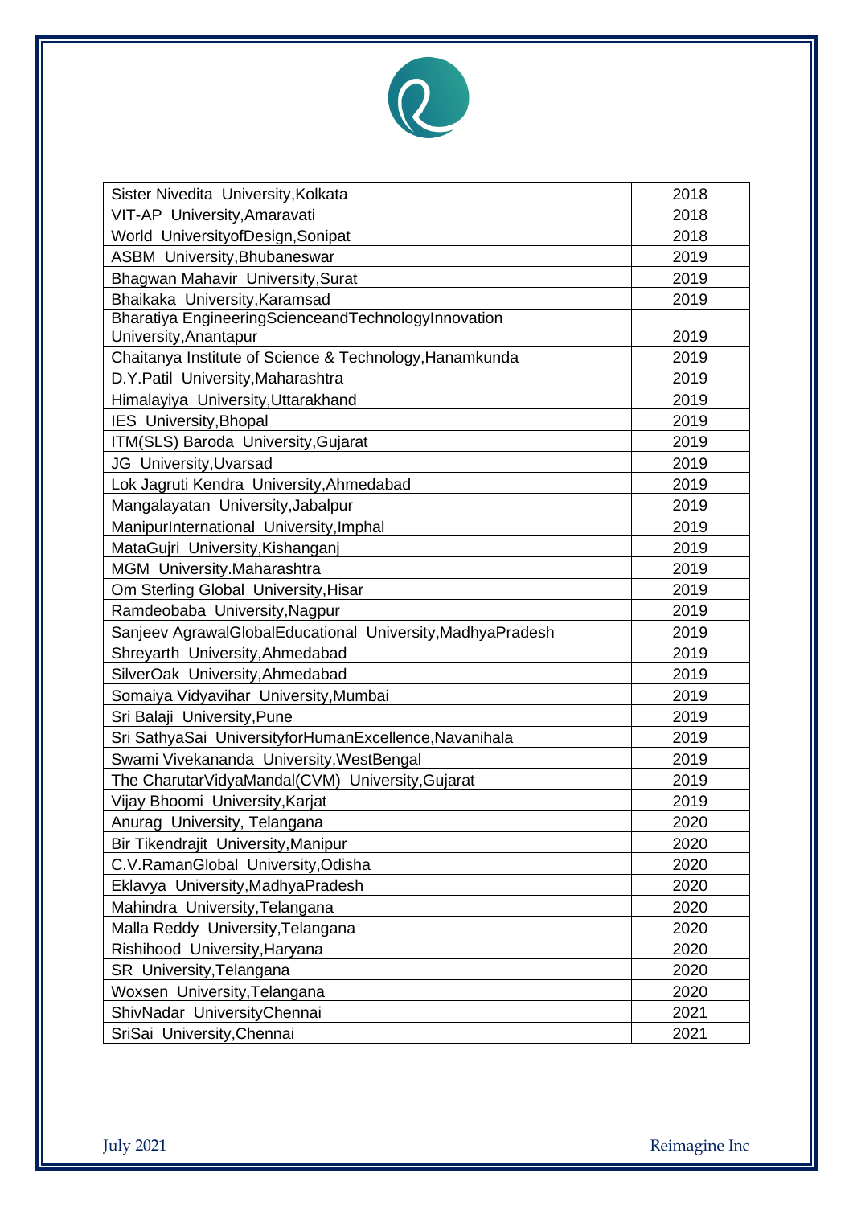| | |
|---|---|
| Sister Nivedita University,Kolkata | 2018 |
| VIT-AP University,Amaravati | 2018 |
| World UniversityofDesign,Sonipat | 2018 |
| ASBM University,Bhubaneswar | 2019 |
| Bhagwan Mahavir University,Surat | 2019 |
| Bhaikaka University,Karamsad | 2019 |
| Bharatiya EngineeringScienceandTechnologyInnovation University,Anantapur | 2019 |
| Chaitanya Institute of Science & Technology,Hanamkunda | 2019 |
| D.Y.Patil University,Maharashtra | 2019 |
| Himalayiya University,Uttarakhand | 2019 |
| IES University,Bhopal | 2019 |
| ITM(SLS) Baroda University,Gujarat | 2019 |
| JG University,Uvarsad | 2019 |
| Lok Jagruti Kendra University,Ahmedabad | 2019 |
| Mangalayatan University,Jabalpur | 2019 |
| ManipurInternational University,Imphal | 2019 |
| MataGujri University,Kishanganj | 2019 |
| MGM University.Maharashtra | 2019 |
| Om Sterling Global University,Hisar | 2019 |
| Ramdeobaba University,Nagpur | 2019 |
| Sanjeev AgrawalGlobalEducational University,MadhyaPradesh | 2019 |
| Shreyarth University,Ahmedabad | 2019 |
| SilverOak University,Ahmedabad | 2019 |
| Somaiya Vidyavihar University,Mumbai | 2019 |
| Sri Balaji University,Pune | 2019 |
| Sri SathyaSai UniversityforHumanExcellence,Navanihala | 2019 |
| Swami Vivekananda University,WestBengal | 2019 |
| The CharutarVidyaMandal(CVM) University,Gujarat | 2019 |
| Vijay Bhoomi University,Karjat | 2019 |
| Anurag University, Telangana | 2020 |
| Bir Tikendrajit University,Manipur | 2020 |
| C.V.RamanGlobal University,Odisha | 2020 |
| Eklavya University,MadhyaPradesh | 2020 |
| Mahindra University,Telangana | 2020 |
| Malla Reddy University,Telangana | 2020 |
| Rishihood University,Haryana | 2020 |
| SR University,Telangana | 2020 |
| Woxsen University,Telangana | 2020 |
| ShivNadar UniversityChennai | 2021 |
| SriSai University,Chennai | 2021 |